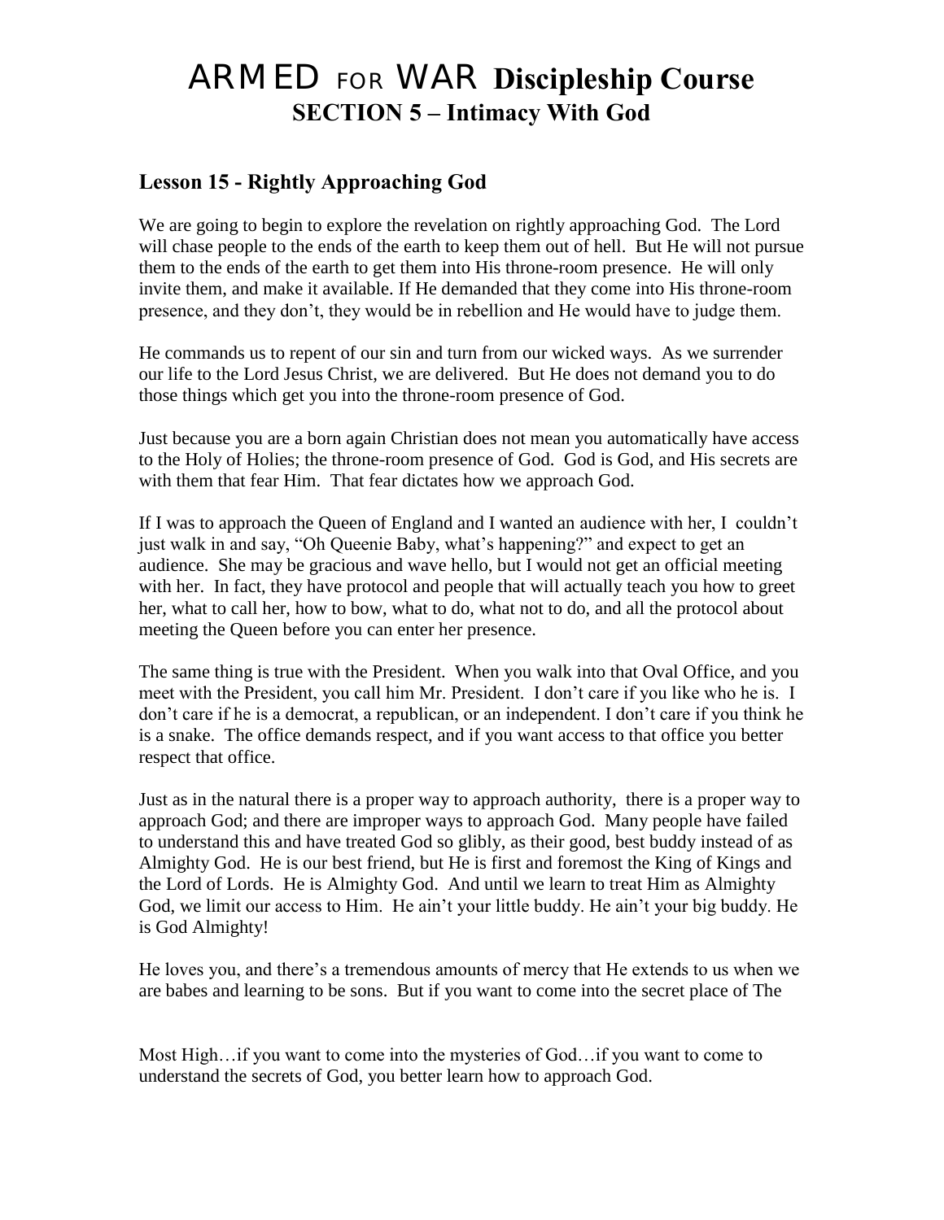# ARMED FOR WAR Discipleship Course
## SECTION 5 – Intimacy With God

### Lesson 15 - Rightly Approaching God

We are going to begin to explore the revelation on rightly approaching God. The Lord will chase people to the ends of the earth to keep them out of hell. But He will not pursue them to the ends of the earth to get them into His throne-room presence. He will only invite them, and make it available. If He demanded that they come into His throne-room presence, and they don't, they would be in rebellion and He would have to judge them.

He commands us to repent of our sin and turn from our wicked ways. As we surrender our life to the Lord Jesus Christ, we are delivered. But He does not demand you to do those things which get you into the throne-room presence of God.

Just because you are a born again Christian does not mean you automatically have access to the Holy of Holies; the throne-room presence of God. God is God, and His secrets are with them that fear Him. That fear dictates how we approach God.

If I was to approach the Queen of England and I wanted an audience with her, I couldn't just walk in and say, "Oh Queenie Baby, what's happening?" and expect to get an audience. She may be gracious and wave hello, but I would not get an official meeting with her. In fact, they have protocol and people that will actually teach you how to greet her, what to call her, how to bow, what to do, what not to do, and all the protocol about meeting the Queen before you can enter her presence.

The same thing is true with the President. When you walk into that Oval Office, and you meet with the President, you call him Mr. President. I don't care if you like who he is. I don't care if he is a democrat, a republican, or an independent. I don't care if you think he is a snake. The office demands respect, and if you want access to that office you better respect that office.

Just as in the natural there is a proper way to approach authority, there is a proper way to approach God; and there are improper ways to approach God. Many people have failed to understand this and have treated God so glibly, as their good, best buddy instead of as Almighty God. He is our best friend, but He is first and foremost the King of Kings and the Lord of Lords. He is Almighty God. And until we learn to treat Him as Almighty God, we limit our access to Him. He ain't your little buddy. He ain't your big buddy. He is God Almighty!

He loves you, and there's a tremendous amounts of mercy that He extends to us when we are babes and learning to be sons. But if you want to come into the secret place of The Most High…if you want to come into the mysteries of God…if you want to come to understand the secrets of God, you better learn how to approach God.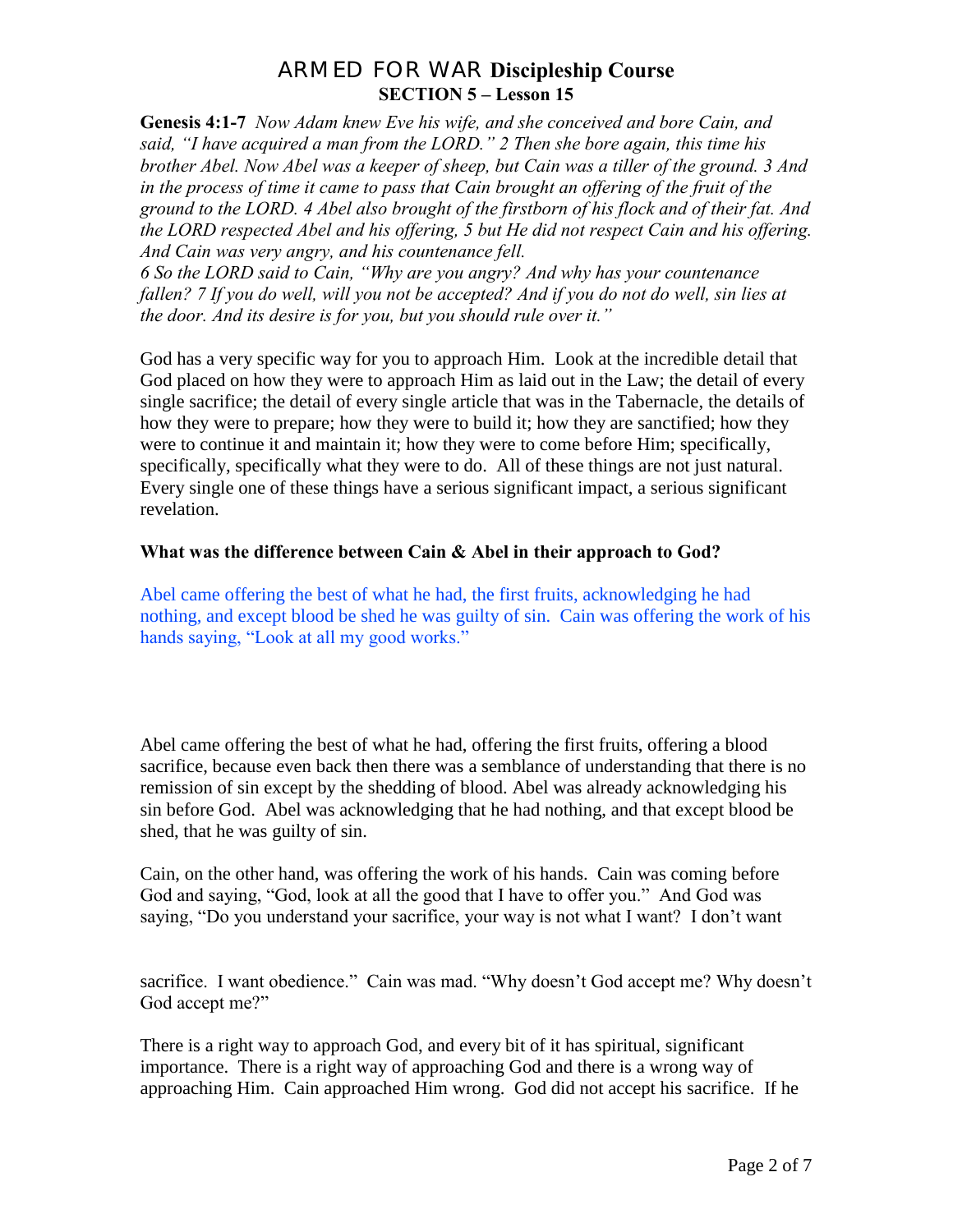# ARMED FOR WAR Discipleship Course
## SECTION 5 – Lesson 15

**Genesis 4:1-7** *Now Adam knew Eve his wife, and she conceived and bore Cain, and said, "I have acquired a man from the LORD." 2 Then she bore again, this time his brother Abel. Now Abel was a keeper of sheep, but Cain was a tiller of the ground. 3 And in the process of time it came to pass that Cain brought an offering of the fruit of the ground to the LORD. 4 Abel also brought of the firstborn of his flock and of their fat. And the LORD respected Abel and his offering, 5 but He did not respect Cain and his offering. And Cain was very angry, and his countenance fell.*
*6 So the LORD said to Cain, "Why are you angry? And why has your countenance fallen? 7 If you do well, will you not be accepted? And if you do not do well, sin lies at the door. And its desire is for you, but you should rule over it."*

God has a very specific way for you to approach Him. Look at the incredible detail that God placed on how they were to approach Him as laid out in the Law; the detail of every single sacrifice; the detail of every single article that was in the Tabernacle, the details of how they were to prepare; how they were to build it; how they are sanctified; how they were to continue it and maintain it; how they were to come before Him; specifically, specifically, specifically what they were to do. All of these things are not just natural. Every single one of these things have a serious significant impact, a serious significant revelation.

**What was the difference between Cain & Abel in their approach to God?**

Abel came offering the best of what he had, the first fruits, acknowledging he had nothing, and except blood be shed he was guilty of sin. Cain was offering the work of his hands saying, "Look at all my good works."

Abel came offering the best of what he had, offering the first fruits, offering a blood sacrifice, because even back then there was a semblance of understanding that there is no remission of sin except by the shedding of blood. Abel was already acknowledging his sin before God. Abel was acknowledging that he had nothing, and that except blood be shed, that he was guilty of sin.

Cain, on the other hand, was offering the work of his hands. Cain was coming before God and saying, "God, look at all the good that I have to offer you." And God was saying, "Do you understand your sacrifice, your way is not what I want? I don't want sacrifice. I want obedience." Cain was mad. "Why doesn't God accept me? Why doesn't God accept me?"

There is a right way to approach God, and every bit of it has spiritual, significant importance. There is a right way of approaching God and there is a wrong way of approaching Him. Cain approached Him wrong. God did not accept his sacrifice. If he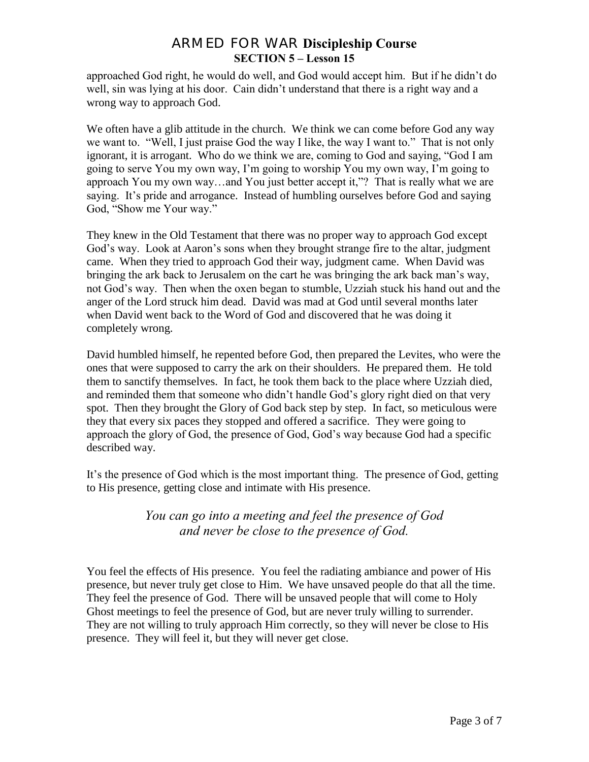approached God right, he would do well, and God would accept him. But if he didn't do well, sin was lying at his door. Cain didn't understand that there is a right way and a wrong way to approach God.

We often have a glib attitude in the church. We think we can come before God any way we want to. "Well, I just praise God the way I like, the way I want to." That is not only ignorant, it is arrogant. Who do we think we are, coming to God and saying, "God I am going to serve You my own way, I'm going to worship You my own way, I'm going to approach You my own way…and You just better accept it,"? That is really what we are saying. It's pride and arrogance. Instead of humbling ourselves before God and saying God, "Show me Your way."

They knew in the Old Testament that there was no proper way to approach God except God's way. Look at Aaron's sons when they brought strange fire to the altar, judgment came. When they tried to approach God their way, judgment came. When David was bringing the ark back to Jerusalem on the cart he was bringing the ark back man's way, not God's way. Then when the oxen began to stumble, Uzziah stuck his hand out and the anger of the Lord struck him dead. David was mad at God until several months later when David went back to the Word of God and discovered that he was doing it completely wrong.

David humbled himself, he repented before God, then prepared the Levites, who were the ones that were supposed to carry the ark on their shoulders. He prepared them. He told them to sanctify themselves. In fact, he took them back to the place where Uzziah died, and reminded them that someone who didn't handle God's glory right died on that very spot. Then they brought the Glory of God back step by step. In fact, so meticulous were they that every six paces they stopped and offered a sacrifice. They were going to approach the glory of God, the presence of God, God's way because God had a specific described way.

It's the presence of God which is the most important thing. The presence of God, getting to His presence, getting close and intimate with His presence.

*You can go into a meeting and feel the presence of God and never be close to the presence of God.*

You feel the effects of His presence. You feel the radiating ambiance and power of His presence, but never truly get close to Him. We have unsaved people do that all the time. They feel the presence of God. There will be unsaved people that will come to Holy Ghost meetings to feel the presence of God, but are never truly willing to surrender. They are not willing to truly approach Him correctly, so they will never be close to His presence. They will feel it, but they will never get close.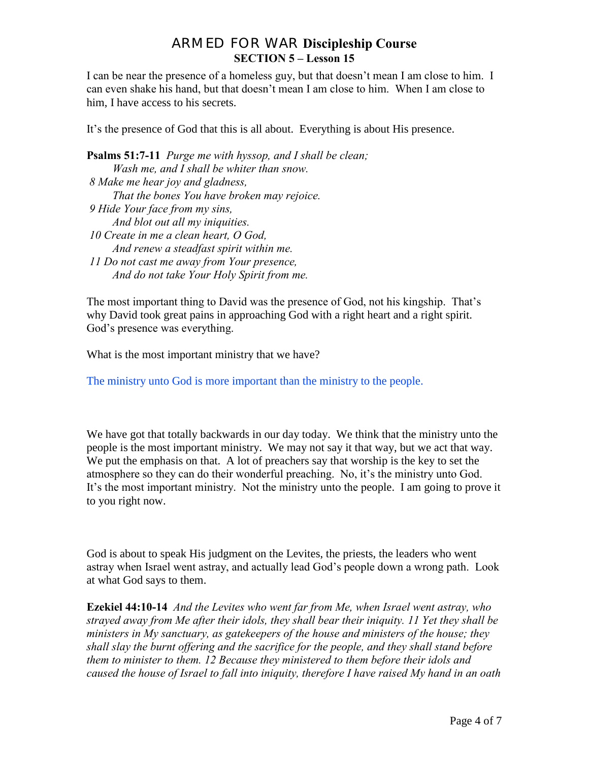I can be near the presence of a homeless guy, but that doesn't mean I am close to him. I can even shake his hand, but that doesn't mean I am close to him. When I am close to him, I have access to his secrets.

It's the presence of God that this is all about. Everything is about His presence.

**Psalms 51:7-11** *Purge me with hyssop, and I shall be clean;*
*Wash me, and I shall be whiter than snow.*
*8 Make me hear joy and gladness,*
*That the bones You have broken may rejoice.*
*9 Hide Your face from my sins,*
*And blot out all my iniquities.*
*10 Create in me a clean heart, O God,*
*And renew a steadfast spirit within me.*
*11 Do not cast me away from Your presence,*
*And do not take Your Holy Spirit from me.*

The most important thing to David was the presence of God, not his kingship. That's why David took great pains in approaching God with a right heart and a right spirit. God's presence was everything.

What is the most important ministry that we have?

The ministry unto God is more important than the ministry to the people.

We have got that totally backwards in our day today. We think that the ministry unto the people is the most important ministry. We may not say it that way, but we act that way. We put the emphasis on that. A lot of preachers say that worship is the key to set the atmosphere so they can do their wonderful preaching. No, it's the ministry unto God. It's the most important ministry. Not the ministry unto the people. I am going to prove it to you right now.

God is about to speak His judgment on the Levites, the priests, the leaders who went astray when Israel went astray, and actually lead God's people down a wrong path. Look at what God says to them.

**Ezekiel 44:10-14** *And the Levites who went far from Me, when Israel went astray, who strayed away from Me after their idols, they shall bear their iniquity. 11 Yet they shall be ministers in My sanctuary, as gatekeepers of the house and ministers of the house; they shall slay the burnt offering and the sacrifice for the people, and they shall stand before them to minister to them. 12 Because they ministered to them before their idols and caused the house of Israel to fall into iniquity, therefore I have raised My hand in an oath*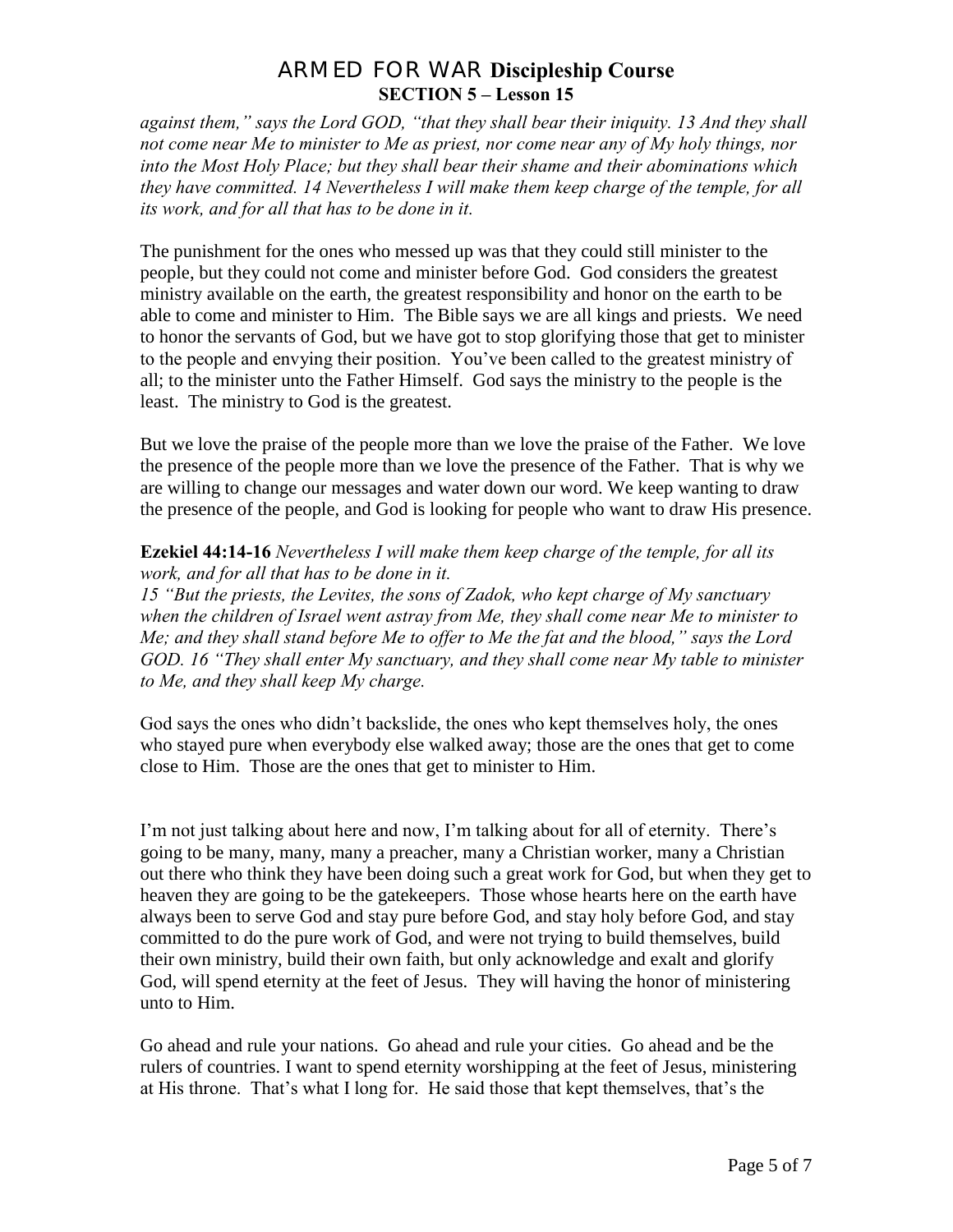*against them," says the Lord GOD, "that they shall bear their iniquity. 13 And they shall not come near Me to minister to Me as priest, nor come near any of My holy things, nor into the Most Holy Place; but they shall bear their shame and their abominations which they have committed. 14 Nevertheless I will make them keep charge of the temple, for all its work, and for all that has to be done in it.*

The punishment for the ones who messed up was that they could still minister to the people, but they could not come and minister before God. God considers the greatest ministry available on the earth, the greatest responsibility and honor on the earth to be able to come and minister to Him. The Bible says we are all kings and priests. We need to honor the servants of God, but we have got to stop glorifying those that get to minister to the people and envying their position. You've been called to the greatest ministry of all; to the minister unto the Father Himself. God says the ministry to the people is the least. The ministry to God is the greatest.

But we love the praise of the people more than we love the praise of the Father. We love the presence of the people more than we love the presence of the Father. That is why we are willing to change our messages and water down our word. We keep wanting to draw the presence of the people, and God is looking for people who want to draw His presence.

**Ezekiel 44:14-16** *Nevertheless I will make them keep charge of the temple, for all its work, and for all that has to be done in it.*
*15 "But the priests, the Levites, the sons of Zadok, who kept charge of My sanctuary when the children of Israel went astray from Me, they shall come near Me to minister to Me; and they shall stand before Me to offer to Me the fat and the blood," says the Lord GOD. 16 "They shall enter My sanctuary, and they shall come near My table to minister to Me, and they shall keep My charge.*

God says the ones who didn't backslide, the ones who kept themselves holy, the ones who stayed pure when everybody else walked away; those are the ones that get to come close to Him. Those are the ones that get to minister to Him.

I'm not just talking about here and now, I'm talking about for all of eternity. There's going to be many, many, many a preacher, many a Christian worker, many a Christian out there who think they have been doing such a great work for God, but when they get to heaven they are going to be the gatekeepers. Those whose hearts here on the earth have always been to serve God and stay pure before God, and stay holy before God, and stay committed to do the pure work of God, and were not trying to build themselves, build their own ministry, build their own faith, but only acknowledge and exalt and glorify God, will spend eternity at the feet of Jesus. They will having the honor of ministering unto to Him.

Go ahead and rule your nations. Go ahead and rule your cities. Go ahead and be the rulers of countries. I want to spend eternity worshipping at the feet of Jesus, ministering at His throne. That's what I long for. He said those that kept themselves, that's the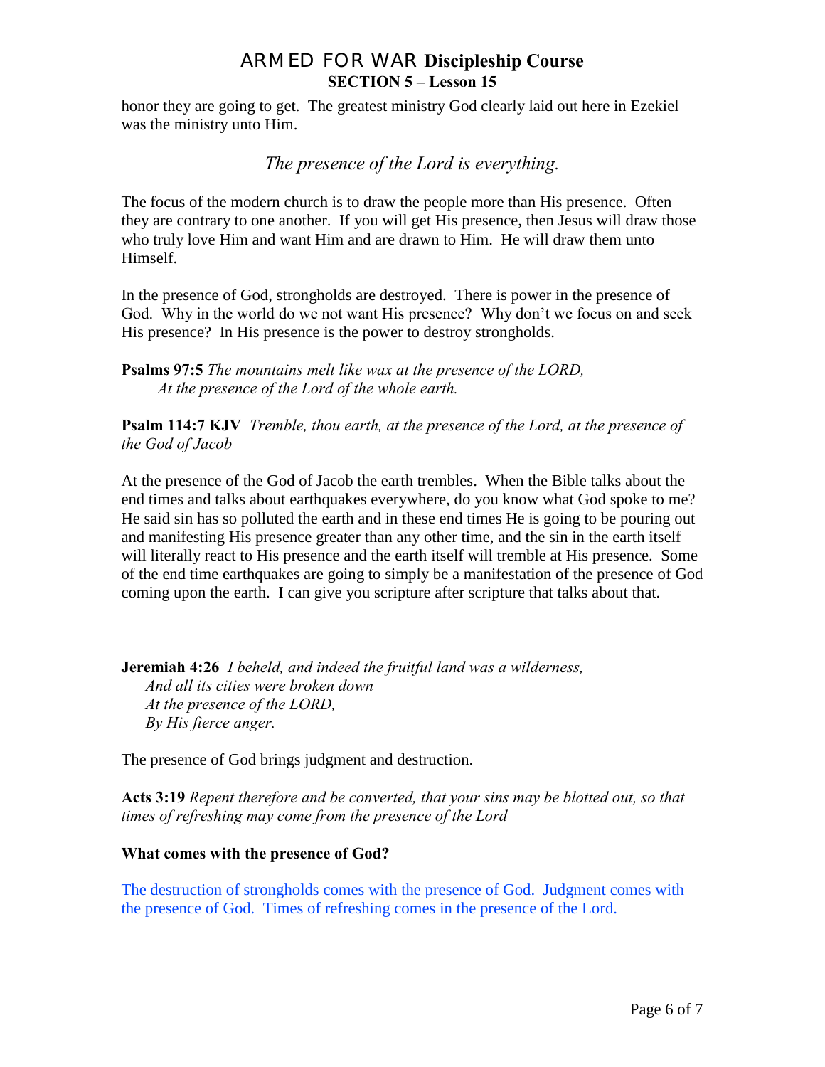honor they are going to get. The greatest ministry God clearly laid out here in Ezekiel was the ministry unto Him.

*The presence of the Lord is everything.*

The focus of the modern church is to draw the people more than His presence. Often they are contrary to one another. If you will get His presence, then Jesus will draw those who truly love Him and want Him and are drawn to Him. He will draw them unto Himself.

In the presence of God, strongholds are destroyed. There is power in the presence of God. Why in the world do we not want His presence? Why don't we focus on and seek His presence? In His presence is the power to destroy strongholds.

**Psalms 97:5** *The mountains melt like wax at the presence of the LORD,*
*At the presence of the Lord of the whole earth.*

**Psalm 114:7 KJV** *Tremble, thou earth, at the presence of the Lord, at the presence of the God of Jacob*

At the presence of the God of Jacob the earth trembles. When the Bible talks about the end times and talks about earthquakes everywhere, do you know what God spoke to me? He said sin has so polluted the earth and in these end times He is going to be pouring out and manifesting His presence greater than any other time, and the sin in the earth itself will literally react to His presence and the earth itself will tremble at His presence. Some of the end time earthquakes are going to simply be a manifestation of the presence of God coming upon the earth. I can give you scripture after scripture that talks about that.

**Jeremiah 4:26** *I beheld, and indeed the fruitful land was a wilderness,*
*And all its cities were broken down*
*At the presence of the LORD,*
*By His fierce anger.*

The presence of God brings judgment and destruction.

**Acts 3:19** *Repent therefore and be converted, that your sins may be blotted out, so that times of refreshing may come from the presence of the Lord*

**What comes with the presence of God?**

The destruction of strongholds comes with the presence of God. Judgment comes with the presence of God. Times of refreshing comes in the presence of the Lord.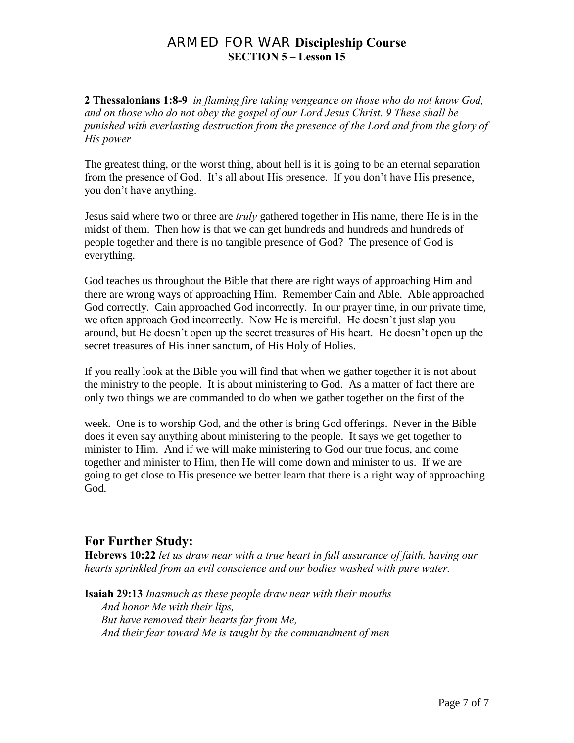**2 Thessalonians 1:8-9** *in flaming fire taking vengeance on those who do not know God, and on those who do not obey the gospel of our Lord Jesus Christ. 9 These shall be punished with everlasting destruction from the presence of the Lord and from the glory of His power*

The greatest thing, or the worst thing, about hell is it is going to be an eternal separation from the presence of God. It's all about His presence. If you don't have His presence, you don't have anything.

Jesus said where two or three are *truly* gathered together in His name, there He is in the midst of them. Then how is that we can get hundreds and hundreds and hundreds of people together and there is no tangible presence of God? The presence of God is everything.

God teaches us throughout the Bible that there are right ways of approaching Him and there are wrong ways of approaching Him. Remember Cain and Able. Able approached God correctly. Cain approached God incorrectly. In our prayer time, in our private time, we often approach God incorrectly. Now He is merciful. He doesn't just slap you around, but He doesn't open up the secret treasures of His heart. He doesn't open up the secret treasures of His inner sanctum, of His Holy of Holies.

If you really look at the Bible you will find that when we gather together it is not about the ministry to the people. It is about ministering to God. As a matter of fact there are only two things we are commanded to do when we gather together on the first of the week. One is to worship God, and the other is bring God offerings. Never in the Bible does it even say anything about ministering to the people. It says we get together to minister to Him. And if we will make ministering to God our true focus, and come together and minister to Him, then He will come down and minister to us. If we are going to get close to His presence we better learn that there is a right way of approaching God.

## For Further Study:

**Hebrews 10:22** *let us draw near with a true heart in full assurance of faith, having our hearts sprinkled from an evil conscience and our bodies washed with pure water.*

**Isaiah 29:13** *Inasmuch as these people draw near with their mouths*
*And honor Me with their lips,*
*But have removed their hearts far from Me,*
*And their fear toward Me is taught by the commandment of men*